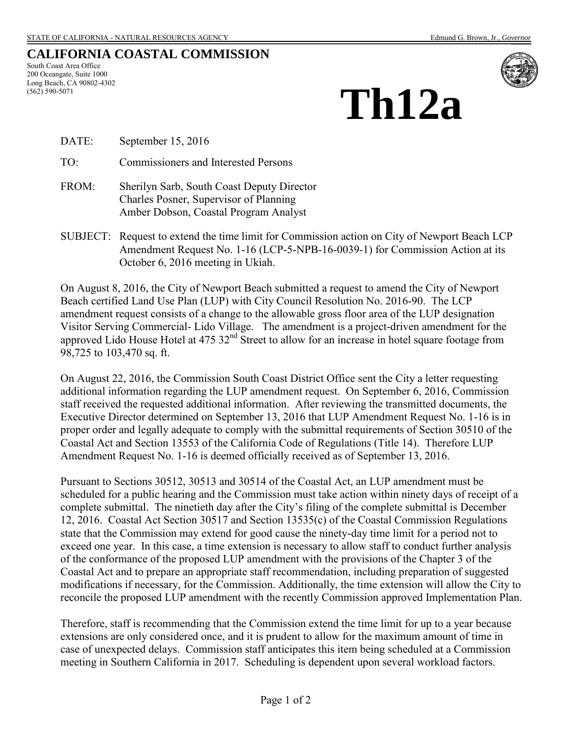STATE OF CALIFORNIA - NATURAL RESOURCES AGENCY Edmund G. Brown, Jr., *Governor*

# CALIFORNIA COASTAL COMMISSION

South Coast Area Office
200 Oceangate, Suite 1000
Long Beach, CA 90802-4302
(562) 590-5071

# Th12a

DATE: September 15, 2016

TO: Commissioners and Interested Persons

FROM: Sherilyn Sarb, South Coast Deputy Director
Charles Posner, Supervisor of Planning
Amber Dobson, Coastal Program Analyst

SUBJECT: Request to extend the time limit for Commission action on City of Newport Beach LCP Amendment Request No. 1-16 (LCP-5-NPB-16-0039-1) for Commission Action at its October 6, 2016 meeting in Ukiah.

On August 8, 2016, the City of Newport Beach submitted a request to amend the City of Newport Beach certified Land Use Plan (LUP) with City Council Resolution No. 2016-90. The LCP amendment request consists of a change to the allowable gross floor area of the LUP designation Visitor Serving Commercial- Lido Village. The amendment is a project-driven amendment for the approved Lido House Hotel at 475 32nd Street to allow for an increase in hotel square footage from 98,725 to 103,470 sq. ft.

On August 22, 2016, the Commission South Coast District Office sent the City a letter requesting additional information regarding the LUP amendment request. On September 6, 2016, Commission staff received the requested additional information. After reviewing the transmitted documents, the Executive Director determined on September 13, 2016 that LUP Amendment Request No. 1-16 is in proper order and legally adequate to comply with the submittal requirements of Section 30510 of the Coastal Act and Section 13553 of the California Code of Regulations (Title 14). Therefore LUP Amendment Request No. 1-16 is deemed officially received as of September 13, 2016.

Pursuant to Sections 30512, 30513 and 30514 of the Coastal Act, an LUP amendment must be scheduled for a public hearing and the Commission must take action within ninety days of receipt of a complete submittal. The ninetieth day after the City's filing of the complete submittal is December 12, 2016. Coastal Act Section 30517 and Section 13535(c) of the Coastal Commission Regulations state that the Commission may extend for good cause the ninety-day time limit for a period not to exceed one year. In this case, a time extension is necessary to allow staff to conduct further analysis of the conformance of the proposed LUP amendment with the provisions of the Chapter 3 of the Coastal Act and to prepare an appropriate staff recommendation, including preparation of suggested modifications if necessary, for the Commission. Additionally, the time extension will allow the City to reconcile the proposed LUP amendment with the recently Commission approved Implementation Plan.

Therefore, staff is recommending that the Commission extend the time limit for up to a year because extensions are only considered once, and it is prudent to allow for the maximum amount of time in case of unexpected delays. Commission staff anticipates this item being scheduled at a Commission meeting in Southern California in 2017. Scheduling is dependent upon several workload factors.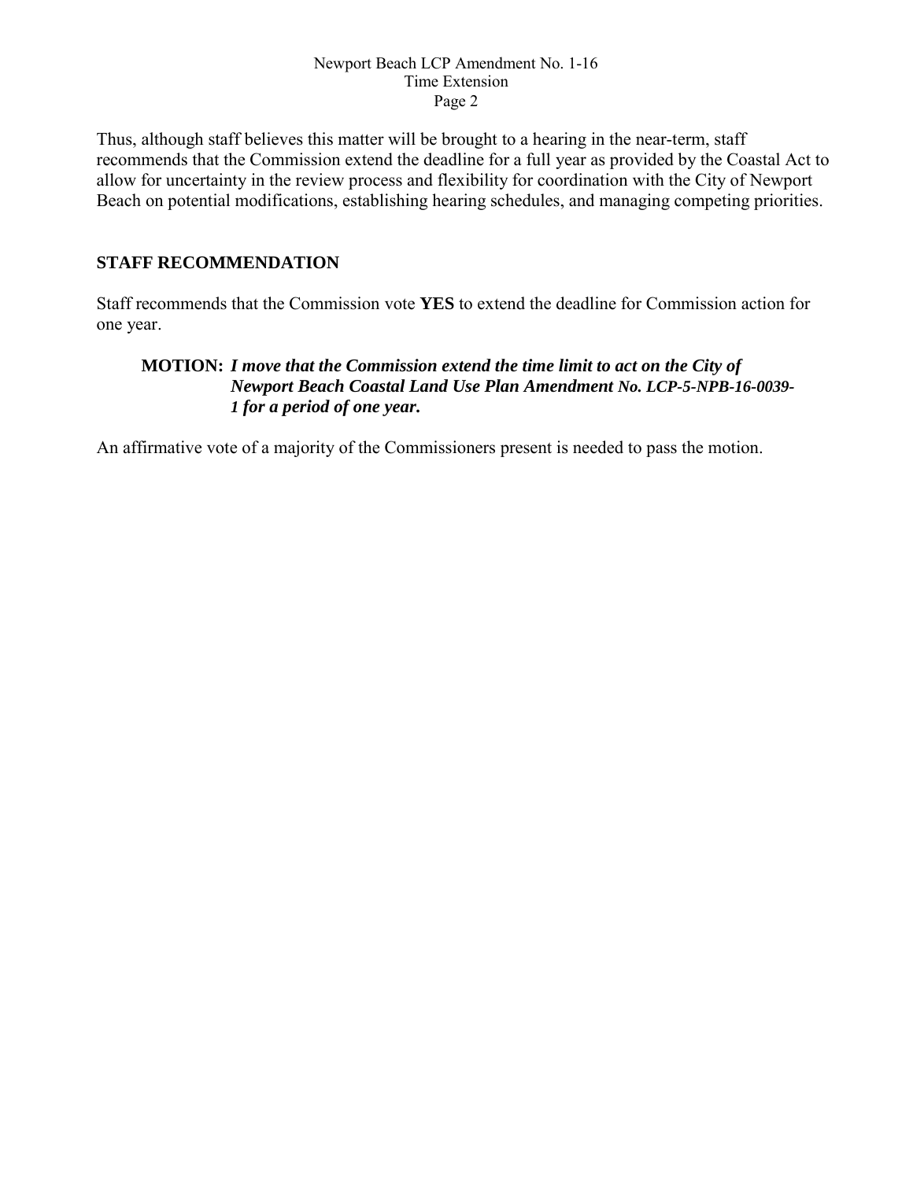Thus, although staff believes this matter will be brought to a hearing in the near-term, staff recommends that the Commission extend the deadline for a full year as provided by the Coastal Act to allow for uncertainty in the review process and flexibility for coordination with the City of Newport Beach on potential modifications, establishing hearing schedules, and managing competing priorities.

## STAFF RECOMMENDATION

Staff recommends that the Commission vote **YES** to extend the deadline for Commission action for one year.

> **MOTION:** ***I move that the Commission extend the time limit to act on the City of Newport Beach Coastal Land Use Plan Amendment No. LCP-5-NPB-16-0039-1 for a period of one year.***

An affirmative vote of a majority of the Commissioners present is needed to pass the motion.